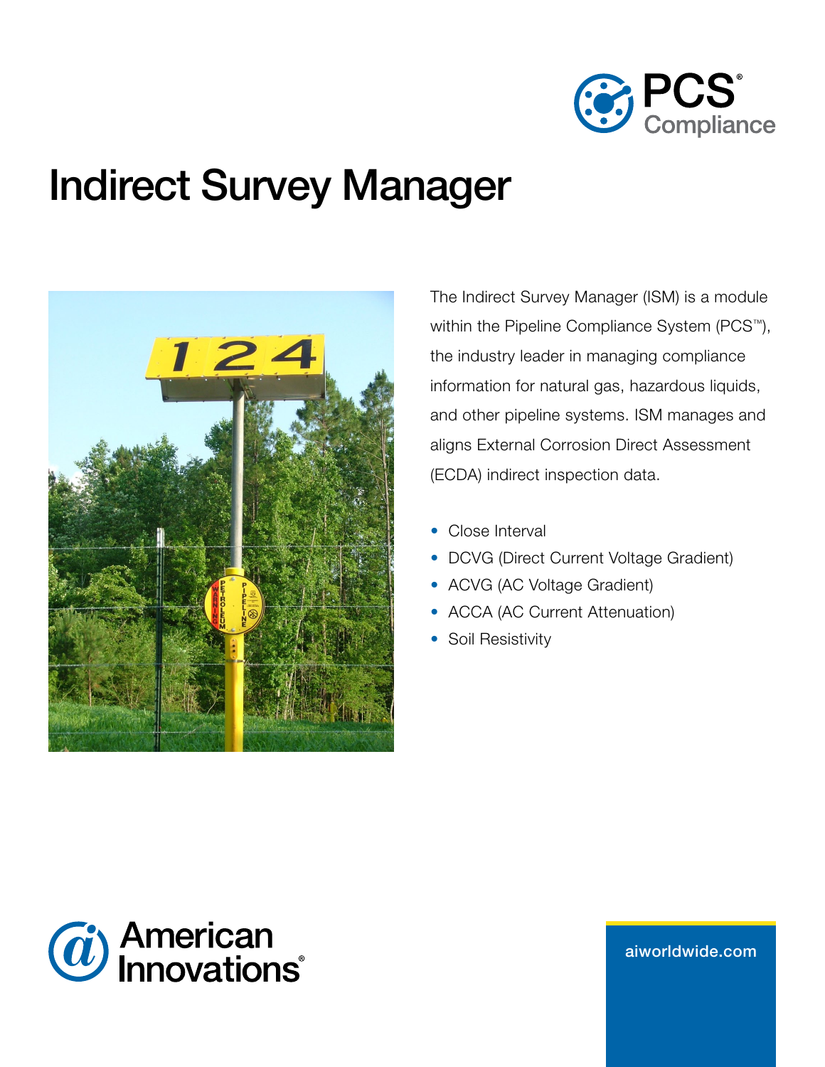PCS® Compliance

# Indirect Survey Manager

The Indirect Survey Manager (ISM) is a module within the Pipeline Compliance System (PCS™), the industry leader in managing compliance information for natural gas, hazardous liquids, and other pipeline systems. ISM manages and aligns External Corrosion Direct Assessment (ECDA) indirect inspection data.

- Close Interval
- DCVG (Direct Current Voltage Gradient)
- ACVG (AC Voltage Gradient)
- ACCA (AC Current Attenuation)
- Soil Resistivity

American Innovations®

aiworldwide.com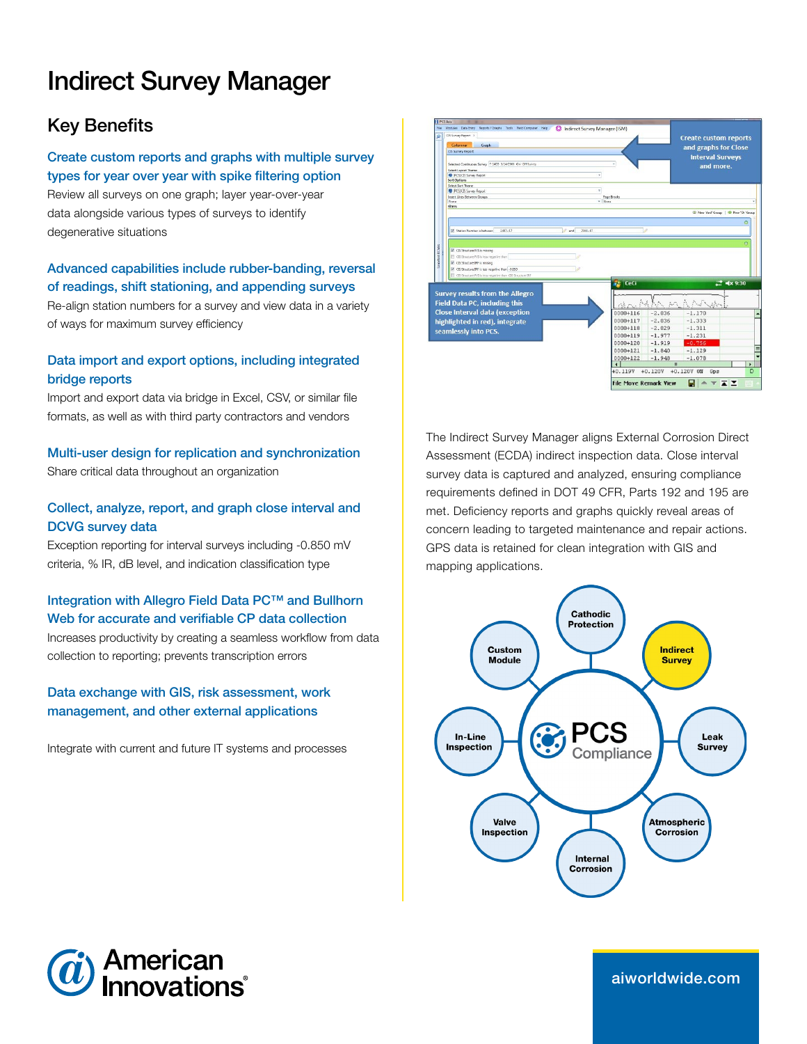# Indirect Survey Manager

## Key Benefits

### Create custom reports and graphs with multiple survey types for year over year with spike filtering option

Review all surveys on one graph; layer year-over-year data alongside various types of surveys to identify degenerative situations

### Advanced capabilities include rubber-banding, reversal of readings, shift stationing, and appending surveys

Re-align station numbers for a survey and view data in a variety of ways for maximum survey efficiency

### Data import and export options, including integrated bridge reports

Import and export data via bridge in Excel, CSV, or similar file formats, as well as with third party contractors and vendors

### Multi-user design for replication and synchronization

Share critical data throughout an organization

### Collect, analyze, report, and graph close interval and DCVG survey data

Exception reporting for interval surveys including -0.850 mV criteria, % IR, dB level, and indication classification type

### Integration with Allegro Field Data PC™ and Bullhorn Web for accurate and verifiable CP data collection

Increases productivity by creating a seamless workflow from data collection to reporting; prevents transcription errors

### Data exchange with GIS, risk assessment, work management, and other external applications

Integrate with current and future IT systems and processes

Create custom reports and graphs for Close Interval Surveys and more.

Survey results from the Allegro Field Data PC, including this Close Interval data (exception highlighted in red), integrate seamlessly into PCS.

The Indirect Survey Manager aligns External Corrosion Direct Assessment (ECDA) indirect inspection data. Close interval survey data is captured and analyzed, ensuring compliance requirements defined in DOT 49 CFR, Parts 192 and 195 are met. Deficiency reports and graphs quickly reveal areas of concern leading to targeted maintenance and repair actions. GPS data is retained for clean integration with GIS and mapping applications.

PCS Compliance

Cathodic Protection
Indirect Survey
Leak Survey
Atmospheric Corrosion
Internal Corrosion
Valve Inspection
In-Line Inspection
Custom Module

American Innovations®

aiworldwide.com